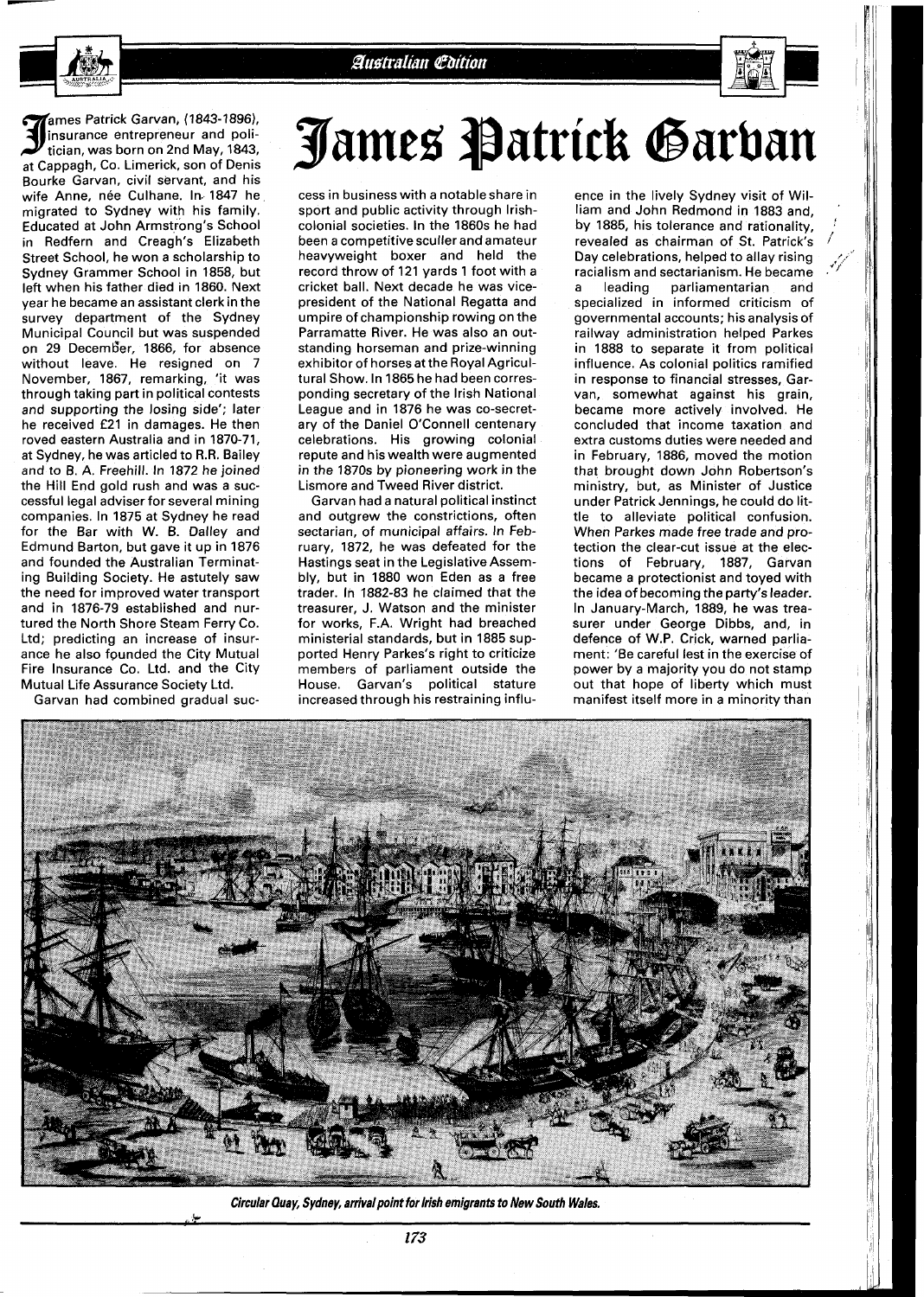# James Patrick Garvan

James Patrick Garvan, (1843-1896), insurance entrepreneur and politician, was born on 2nd May, 1843, at Cappagh, Co. Limerick, son of Denis Bourke Garvan, civil servant, and his wife Anne, née Culhane. In 1847 he migrated to Sydney with his family. Educated at John Armstrong's School in Redfern and Creagh's Elizabeth Street School, he won a scholarship to Sydney Grammer School in 1858, but left when his father died in 1860. Next year he became an assistant clerk in the survey department of the Sydney Municipal Council but was suspended on 29 December, 1866, for absence without leave. He resigned on 7 November, 1867, remarking, 'it was through taking part in political contests and supporting the losing side'; later he received £21 in damages. He then roved eastern Australia and in 1870-71, at Sydney, he was articled to R.R. Bailey and to B. A. Freehill. In 1872 he joined the Hill End gold rush and was a successful legal adviser for several mining companies. In 1875 at Sydney he read for the Bar with W. B. Dalley and Edmund Barton, but gave it up in 1876 and founded the Australian Terminating Building Society. He astutely saw the need for improved water transport and in 1876-79 established and nurtured the North Shore Steam Ferry Co. Ltd; predicting an increase of insurance he also founded the City Mutual Fire Insurance Co. Ltd. and the City Mutual Life Assurance Society Ltd.

Garvan had combined gradual success in business with a notable share in sport and public activity through Irish-colonial societies. In the 1860s he had been a competitive sculler and amateur heavyweight boxer and held the record throw of 121 yards 1 foot with a cricket ball. Next decade he was vice-president of the National Regatta and umpire of championship rowing on the Parramatte River. He was also an outstanding horseman and prize-winning exhibitor of horses at the Royal Agricultural Show. In 1865 he had been corresponding secretary of the Irish National League and in 1876 he was co-secretary of the Daniel O'Connell centenary celebrations. His growing colonial repute and his wealth were augmented in the 1870s by pioneering work in the Lismore and Tweed River district.

Garvan had a natural political instinct and outgrew the constrictions, often sectarian, of municipal affairs. In February, 1872, he was defeated for the Hastings seat in the Legislative Assembly, but in 1880 won Eden as a free trader. In 1882-83 he claimed that the treasurer, J. Watson and the minister for works, F.A. Wright had breached ministerial standards, but in 1885 supported Henry Parkes's right to criticize members of parliament outside the House. Garvan's political stature increased through his restraining influence in the lively Sydney visit of William and John Redmond in 1883 and, by 1885, his tolerance and rationality, revealed as chairman of St. Patrick's Day celebrations, helped to allay rising racialism and sectarianism. He became a leading parliamentarian and specialized in informed criticism of governmental accounts; his analysis of railway administration helped Parkes in 1888 to separate it from political influence. As colonial politics ramified in response to financial stresses, Garvan, somewhat against his grain, became more actively involved. He concluded that income taxation and extra customs duties were needed and in February, 1886, moved the motion that brought down John Robertson's ministry, but, as Minister of Justice under Patrick Jennings, he could do little to alleviate political confusion. When Parkes made free trade and protection the clear-cut issue at the elections of February, 1887, Garvan became a protectionist and toyed with the idea of becoming the party's leader. In January-March, 1889, he was treasurer under George Dibbs, and, in defence of W.P. Crick, warned parliament: 'Be careful lest in the exercise of power by a majority you do not stamp out that hope of liberty which must manifest itself more in a minority than

***Circular Quay, Sydney, arrival point for Irish emigrants to New South Wales.***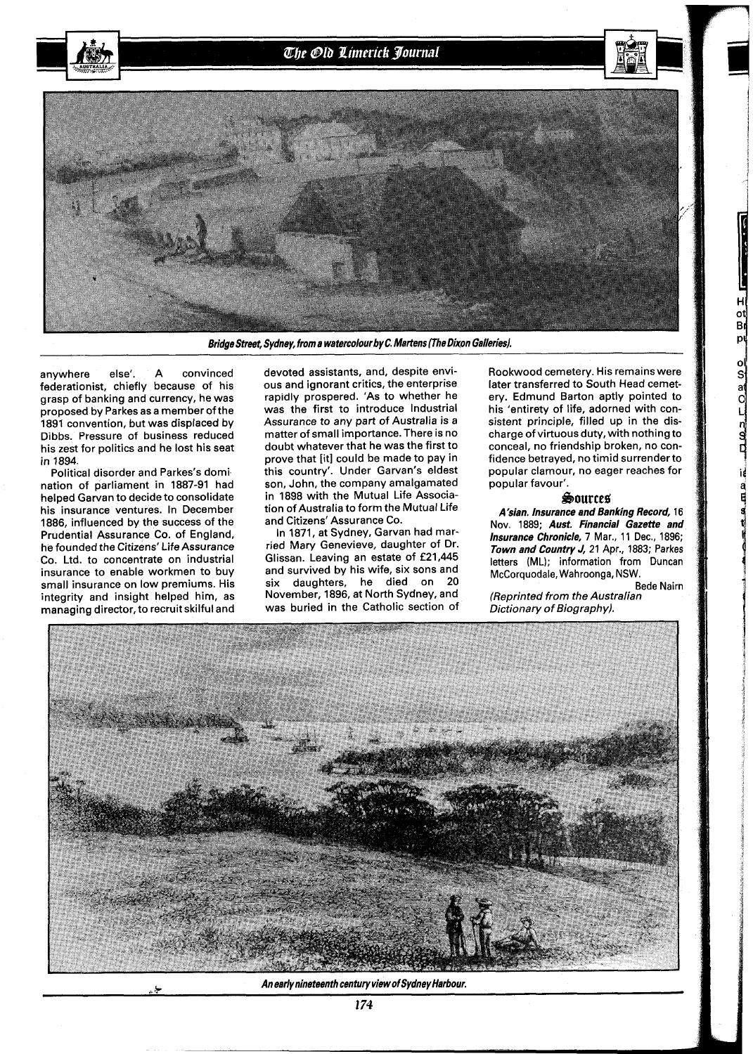Bridge Street, Sydney, from a watercolour by C. Martens (The Dixon Galleries).

anywhere else'. A convinced federationist, chiefly because of his grasp of banking and currency, he was proposed by Parkes as a member of the 1891 convention, but was displaced by Dibbs. Pressure of business reduced his zest for politics and he lost his seat in 1894.

Political disorder and Parkes's domination of parliament in 1887-91 had helped Garvan to decide to consolidate his insurance ventures. In December 1886, influenced by the success of the Prudential Assurance Co. of England, he founded the Citizens' Life Assurance Co. Ltd. to concentrate on industrial insurance to enable workmen to buy small insurance on low premiums. His integrity and insight helped him, as managing director, to recruit skilful and devoted assistants, and, despite envious and ignorant critics, the enterprise rapidly prospered. 'As to whether he was the first to introduce Industrial Assurance to any part of Australia is a matter of small importance. There is no doubt whatever that he was the first to prove that [it] could be made to pay in this country'. Under Garvan's eldest son, John, the company amalgamated in 1898 with the Mutual Life Association of Australia to form the Mutual Life and Citizens' Assurance Co.

In 1871, at Sydney, Garvan had married Mary Genevieve, daughter of Dr. Glissan. Leaving an estate of £21,445 and survived by his wife, six sons and six daughters, he died on 20 November, 1896, at North Sydney, and was buried in the Catholic section of Rookwood cemetery. His remains were later transferred to South Head cemetery. Edmund Barton aptly pointed to his 'entirety of life, adorned with consistent principle, filled up in the discharge of virtuous duty, with nothing to conceal, no friendship broken, no confidence betrayed, no timid surrender to popular clamour, no eager reaches for popular favour'.

## Sources

***A'sian. Insurance and Banking Record,*** 16 Nov. 1889; ***Aust. Financial Gazette and Insurance Chronicle,*** 7 Mar., 11 Dec., 1896; ***Town and Country J,*** 21 Apr., 1883; Parkes letters (ML); information from Duncan McCorquodale, Wahroonga, NSW.

Bede Nairn

*(Reprinted from the Australian Dictionary of Biography).*

An early nineteenth century view of Sydney Harbour.